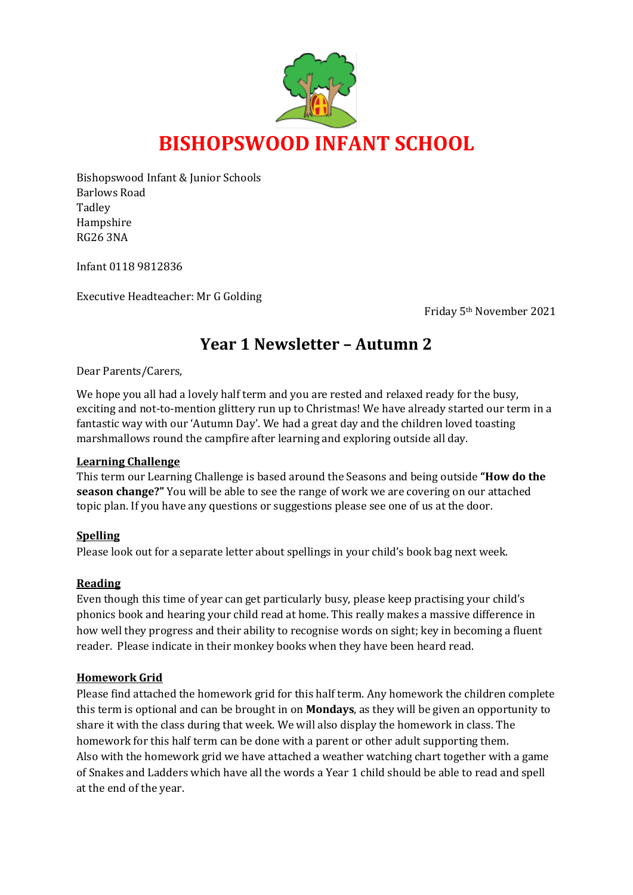# BISHOPSWOOD INFANT SCHOOL

Bishopswood Infant & Junior Schools
Barlows Road
Tadley
Hampshire
RG26 3NA

Infant 0118 9812836

Executive Headteacher: Mr G Golding

Friday 5th November 2021

## Year 1 Newsletter – Autumn 2

Dear Parents/Carers,

We hope you all had a lovely half term and you are rested and relaxed ready for the busy, exciting and not-to-mention glittery run up to Christmas! We have already started our term in a fantastic way with our 'Autumn Day'. We had a great day and the children loved toasting marshmallows round the campfire after learning and exploring outside all day.

**Learning Challenge**

This term our Learning Challenge is based around the Seasons and being outside **"How do the season change?"** You will be able to see the range of work we are covering on our attached topic plan. If you have any questions or suggestions please see one of us at the door.

**Spelling**

Please look out for a separate letter about spellings in your child's book bag next week.

**Reading**

Even though this time of year can get particularly busy, please keep practising your child's phonics book and hearing your child read at home. This really makes a massive difference in how well they progress and their ability to recognise words on sight; key in becoming a fluent reader. Please indicate in their monkey books when they have been heard read.

**Homework Grid**

Please find attached the homework grid for this half term. Any homework the children complete this term is optional and can be brought in on **Mondays**, as they will be given an opportunity to share it with the class during that week. We will also display the homework in class. The homework for this half term can be done with a parent or other adult supporting them.
Also with the homework grid we have attached a weather watching chart together with a game of Snakes and Ladders which have all the words a Year 1 child should be able to read and spell at the end of the year.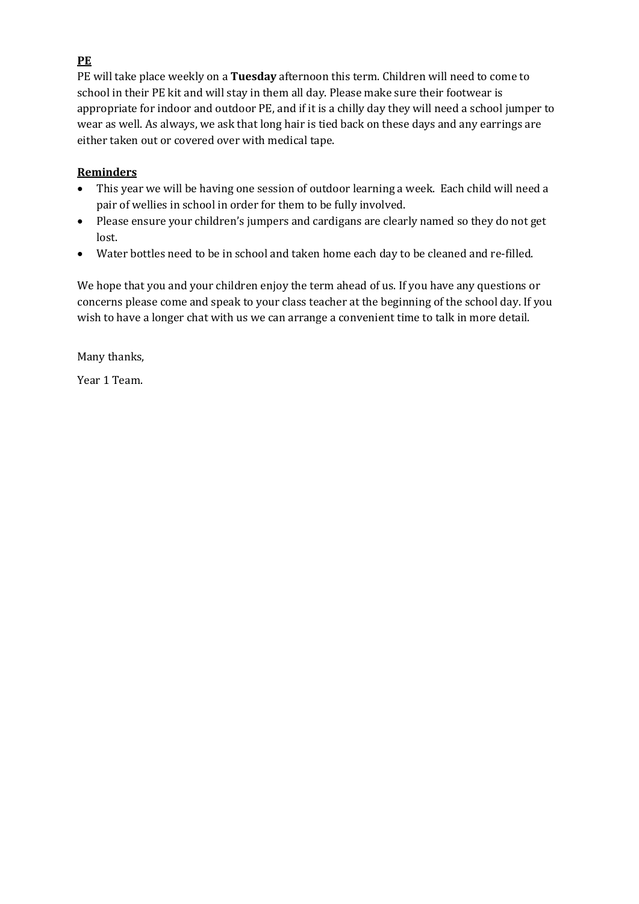**PE**

PE will take place weekly on a **Tuesday** afternoon this term. Children will need to come to school in their PE kit and will stay in them all day. Please make sure their footwear is appropriate for indoor and outdoor PE, and if it is a chilly day they will need a school jumper to wear as well. As always, we ask that long hair is tied back on these days and any earrings are either taken out or covered over with medical tape.

**Reminders**

- This year we will be having one session of outdoor learning a week. Each child will need a pair of wellies in school in order for them to be fully involved.
- Please ensure your children's jumpers and cardigans are clearly named so they do not get lost.
- Water bottles need to be in school and taken home each day to be cleaned and re-filled.

We hope that you and your children enjoy the term ahead of us. If you have any questions or concerns please come and speak to your class teacher at the beginning of the school day. If you wish to have a longer chat with us we can arrange a convenient time to talk in more detail.

Many thanks,

Year 1 Team.